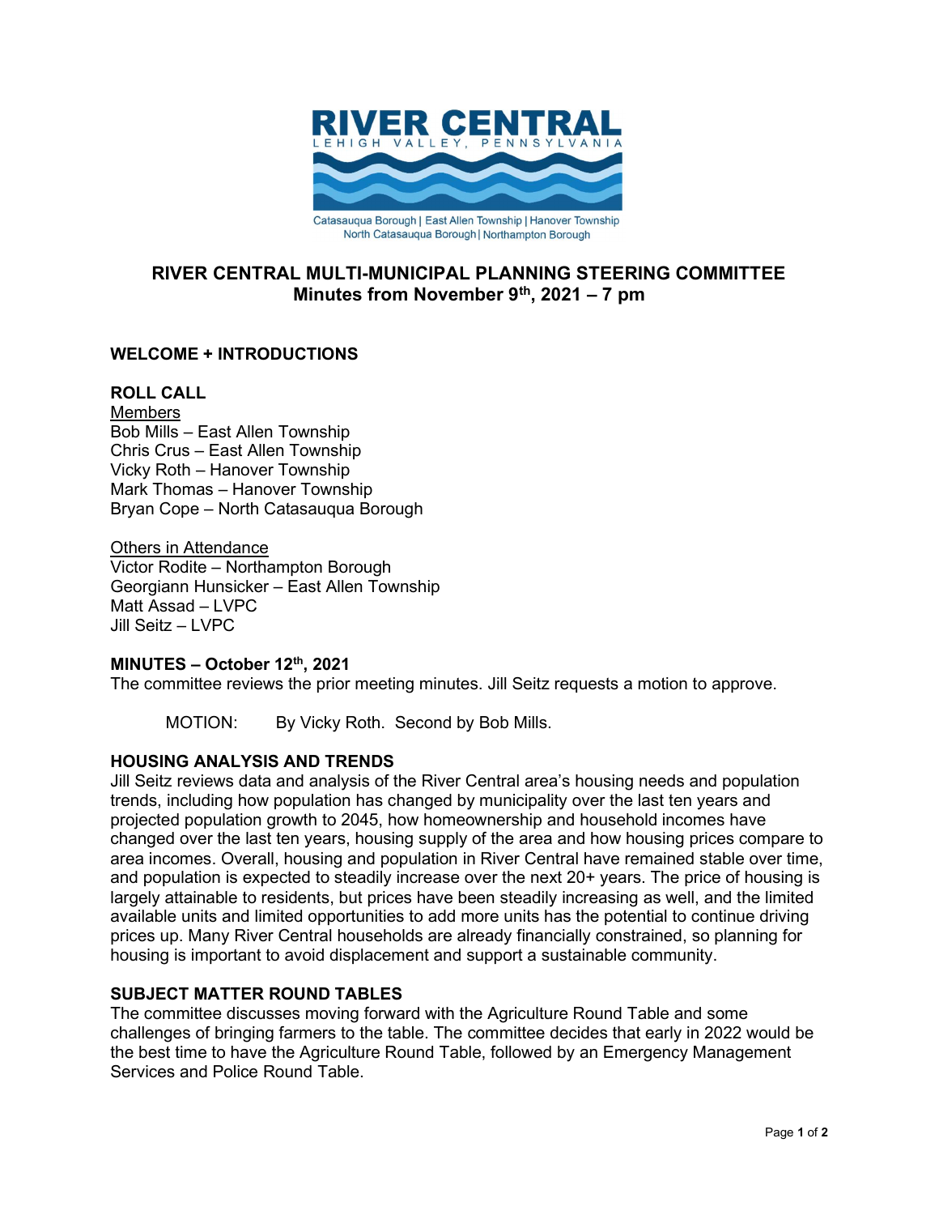RIVER CENTRAL
LEHIGH VALLEY, PENNSYLVANIA

Catasauqua Borough | East Allen Township | Hanover Township
North Catasauqua Borough | Northampton Borough

# RIVER CENTRAL MULTI-MUNICIPAL PLANNING STEERING COMMITTEE
## Minutes from November 9th, 2021 – 7 pm

### WELCOME + INTRODUCTIONS

### ROLL CALL

Members
Bob Mills – East Allen Township
Chris Crus – East Allen Township
Vicky Roth – Hanover Township
Mark Thomas – Hanover Township
Bryan Cope – North Catasauqua Borough

Others in Attendance
Victor Rodite – Northampton Borough
Georgiann Hunsicker – East Allen Township
Matt Assad – LVPC
Jill Seitz – LVPC

### MINUTES – October 12th, 2021

The committee reviews the prior meeting minutes. Jill Seitz requests a motion to approve.

MOTION: By Vicky Roth. Second by Bob Mills.

### HOUSING ANALYSIS AND TRENDS

Jill Seitz reviews data and analysis of the River Central area's housing needs and population trends, including how population has changed by municipality over the last ten years and projected population growth to 2045, how homeownership and household incomes have changed over the last ten years, housing supply of the area and how housing prices compare to area incomes. Overall, housing and population in River Central have remained stable over time, and population is expected to steadily increase over the next 20+ years. The price of housing is largely attainable to residents, but prices have been steadily increasing as well, and the limited available units and limited opportunities to add more units has the potential to continue driving prices up. Many River Central households are already financially constrained, so planning for housing is important to avoid displacement and support a sustainable community.

### SUBJECT MATTER ROUND TABLES

The committee discusses moving forward with the Agriculture Round Table and some challenges of bringing farmers to the table. The committee decides that early in 2022 would be the best time to have the Agriculture Round Table, followed by an Emergency Management Services and Police Round Table.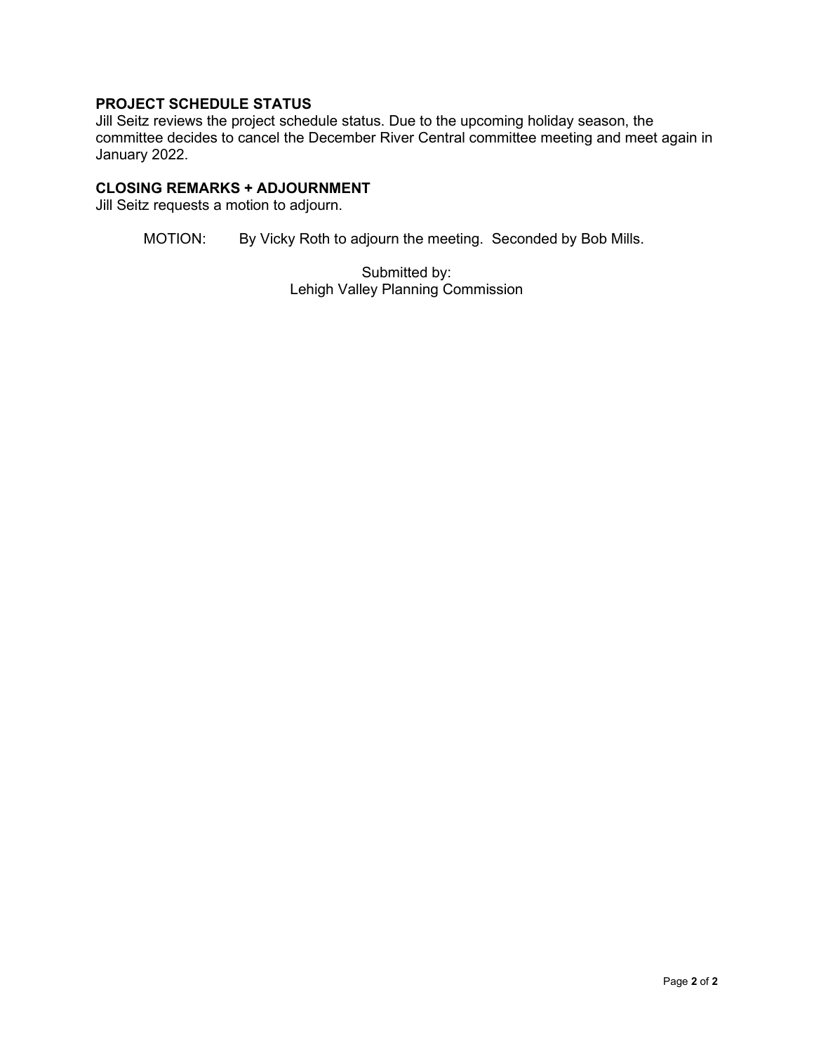## PROJECT SCHEDULE STATUS

Jill Seitz reviews the project schedule status. Due to the upcoming holiday season, the committee decides to cancel the December River Central committee meeting and meet again in January 2022.

## CLOSING REMARKS + ADJOURNMENT

Jill Seitz requests a motion to adjourn.

MOTION: By Vicky Roth to adjourn the meeting. Seconded by Bob Mills.

Submitted by:
Lehigh Valley Planning Commission